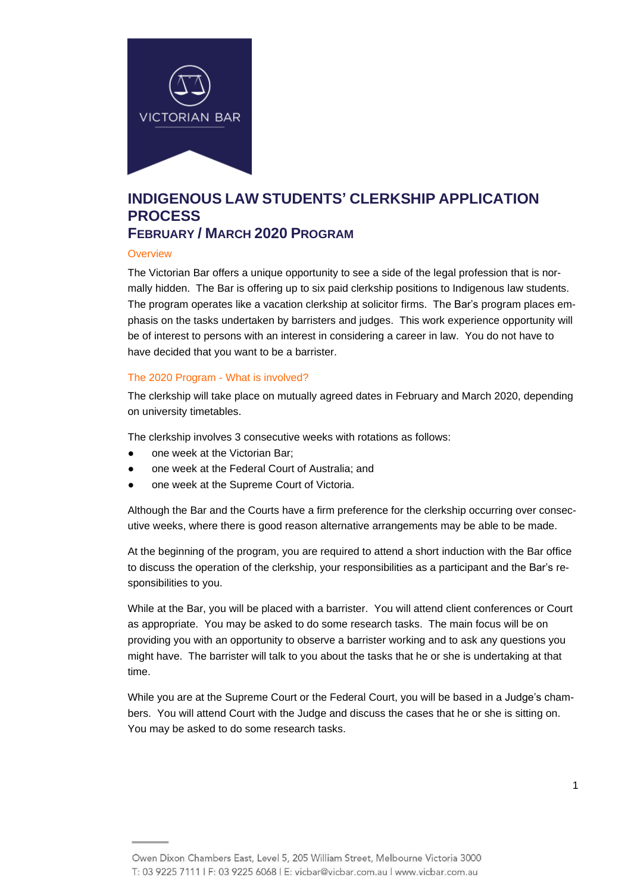# INDIGENOUS LAW STUDENTS' CLERKSHIP APPLICATION PROCESS

## February / March 2020 Program

### Overview

The Victorian Bar offers a unique opportunity to see a side of the legal profession that is normally hidden. The Bar is offering up to six paid clerkship positions to Indigenous law students. The program operates like a vacation clerkship at solicitor firms. The Bar's program places emphasis on the tasks undertaken by barristers and judges. This work experience opportunity will be of interest to persons with an interest in considering a career in law. You do not have to have decided that you want to be a barrister.

### The 2020 Program - What is involved?

The clerkship will take place on mutually agreed dates in February and March 2020, depending on university timetables.

The clerkship involves 3 consecutive weeks with rotations as follows:

- one week at the Victorian Bar;
- one week at the Federal Court of Australia; and
- one week at the Supreme Court of Victoria.

Although the Bar and the Courts have a firm preference for the clerkship occurring over consecutive weeks, where there is good reason alternative arrangements may be able to be made.

At the beginning of the program, you are required to attend a short induction with the Bar office to discuss the operation of the clerkship, your responsibilities as a participant and the Bar's responsibilities to you.

While at the Bar, you will be placed with a barrister. You will attend client conferences or Court as appropriate. You may be asked to do some research tasks. The main focus will be on providing you with an opportunity to observe a barrister working and to ask any questions you might have. The barrister will talk to you about the tasks that he or she is undertaking at that time.

While you are at the Supreme Court or the Federal Court, you will be based in a Judge's chambers. You will attend Court with the Judge and discuss the cases that he or she is sitting on. You may be asked to do some research tasks.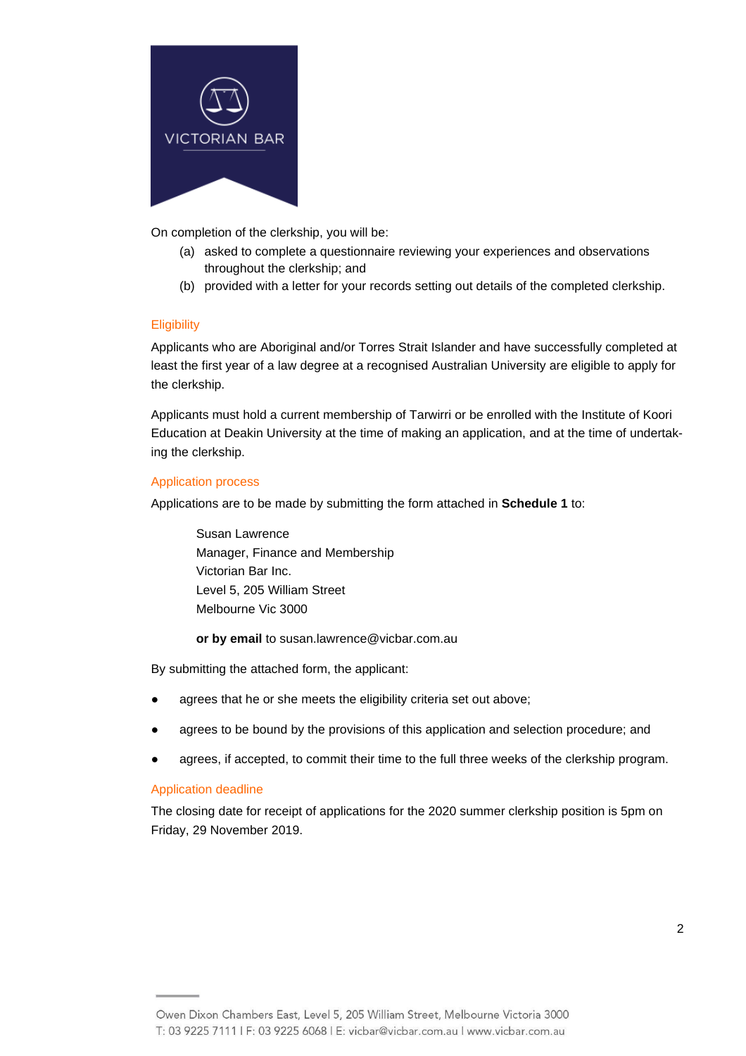On completion of the clerkship, you will be:

(a) asked to complete a questionnaire reviewing your experiences and observations throughout the clerkship; and

(b) provided with a letter for your records setting out details of the completed clerkship.

## Eligibility

Applicants who are Aboriginal and/or Torres Strait Islander and have successfully completed at least the first year of a law degree at a recognised Australian University are eligible to apply for the clerkship.

Applicants must hold a current membership of Tarwirri or be enrolled with the Institute of Koori Education at Deakin University at the time of making an application, and at the time of undertaking the clerkship.

## Application process

Applications are to be made by submitting the form attached in **Schedule 1** to:

Susan Lawrence
Manager, Finance and Membership
Victorian Bar Inc.
Level 5, 205 William Street
Melbourne Vic 3000

**or by email** to susan.lawrence@vicbar.com.au

By submitting the attached form, the applicant:

- agrees that he or she meets the eligibility criteria set out above;
- agrees to be bound by the provisions of this application and selection procedure; and
- agrees, if accepted, to commit their time to the full three weeks of the clerkship program.

## Application deadline

The closing date for receipt of applications for the 2020 summer clerkship position is 5pm on Friday, 29 November 2019.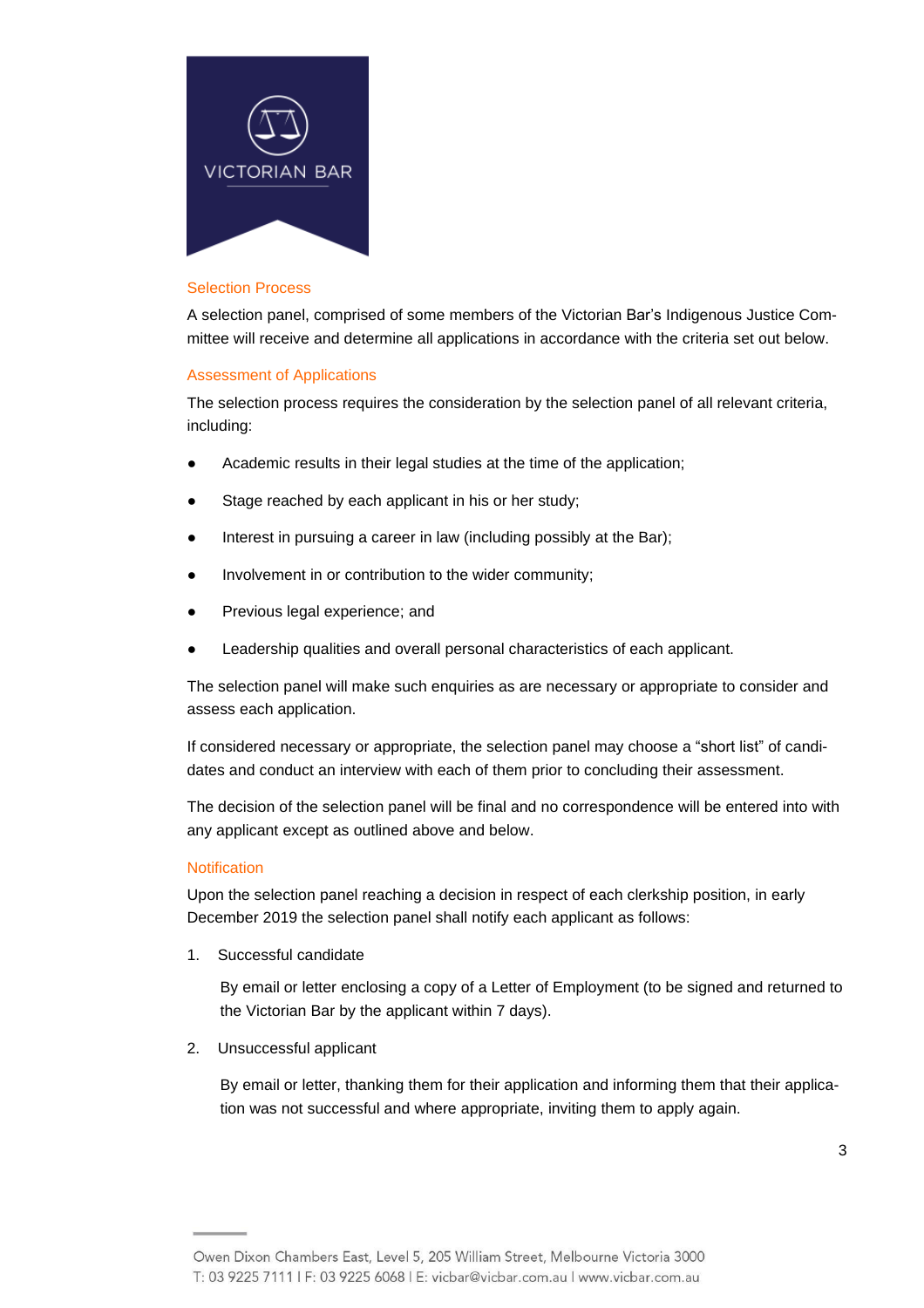## Selection Process

A selection panel, comprised of some members of the Victorian Bar's Indigenous Justice Committee will receive and determine all applications in accordance with the criteria set out below.

## Assessment of Applications

The selection process requires the consideration by the selection panel of all relevant criteria, including:

- Academic results in their legal studies at the time of the application;
- Stage reached by each applicant in his or her study;
- Interest in pursuing a career in law (including possibly at the Bar);
- Involvement in or contribution to the wider community;
- Previous legal experience; and
- Leadership qualities and overall personal characteristics of each applicant.

The selection panel will make such enquiries as are necessary or appropriate to consider and assess each application.

If considered necessary or appropriate, the selection panel may choose a "short list" of candidates and conduct an interview with each of them prior to concluding their assessment.

The decision of the selection panel will be final and no correspondence will be entered into with any applicant except as outlined above and below.

## Notification

Upon the selection panel reaching a decision in respect of each clerkship position, in early December 2019 the selection panel shall notify each applicant as follows:

1. Successful candidate

   By email or letter enclosing a copy of a Letter of Employment (to be signed and returned to the Victorian Bar by the applicant within 7 days).

2. Unsuccessful applicant

   By email or letter, thanking them for their application and informing them that their application was not successful and where appropriate, inviting them to apply again.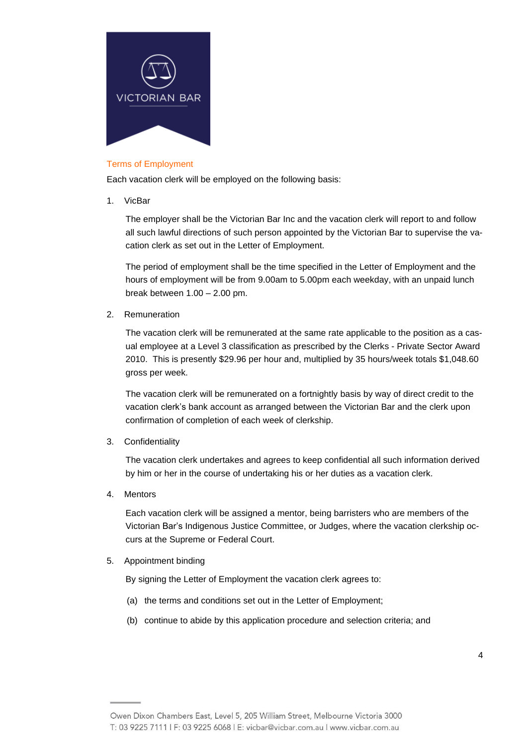## Terms of Employment

Each vacation clerk will be employed on the following basis:

1. VicBar

   The employer shall be the Victorian Bar Inc and the vacation clerk will report to and follow all such lawful directions of such person appointed by the Victorian Bar to supervise the vacation clerk as set out in the Letter of Employment.

   The period of employment shall be the time specified in the Letter of Employment and the hours of employment will be from 9.00am to 5.00pm each weekday, with an unpaid lunch break between 1.00 – 2.00 pm.

2. Remuneration

   The vacation clerk will be remunerated at the same rate applicable to the position as a casual employee at a Level 3 classification as prescribed by the Clerks - Private Sector Award 2010. This is presently $29.96 per hour and, multiplied by 35 hours/week totals $1,048.60 gross per week.

   The vacation clerk will be remunerated on a fortnightly basis by way of direct credit to the vacation clerk's bank account as arranged between the Victorian Bar and the clerk upon confirmation of completion of each week of clerkship.

3. Confidentiality

   The vacation clerk undertakes and agrees to keep confidential all such information derived by him or her in the course of undertaking his or her duties as a vacation clerk.

4. Mentors

   Each vacation clerk will be assigned a mentor, being barristers who are members of the Victorian Bar's Indigenous Justice Committee, or Judges, where the vacation clerkship occurs at the Supreme or Federal Court.

5. Appointment binding

   By signing the Letter of Employment the vacation clerk agrees to:

   (a) the terms and conditions set out in the Letter of Employment;

   (b) continue to abide by this application procedure and selection criteria; and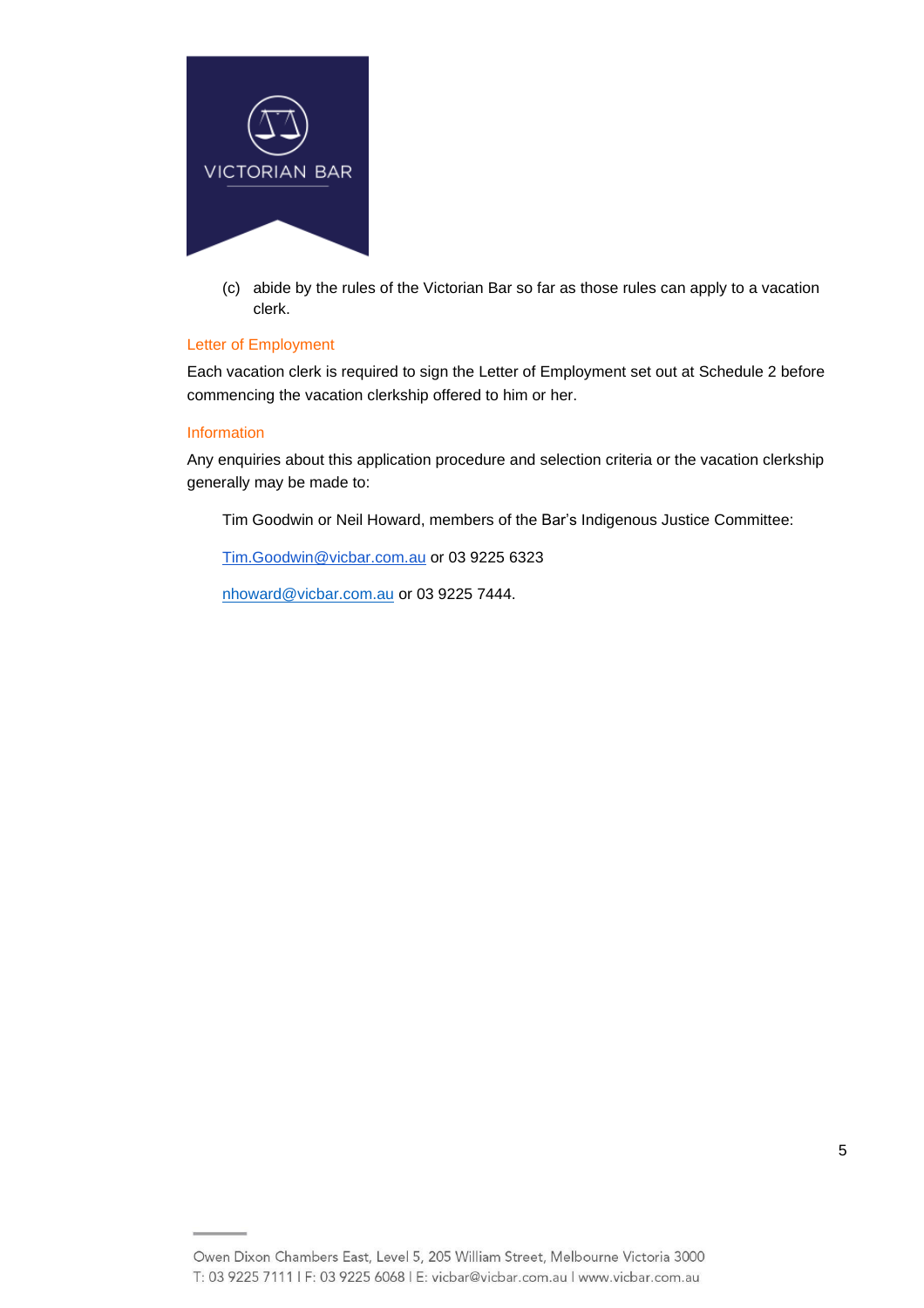(c) abide by the rules of the Victorian Bar so far as those rules can apply to a vacation clerk.

### Letter of Employment

Each vacation clerk is required to sign the Letter of Employment set out at Schedule 2 before commencing the vacation clerkship offered to him or her.

### Information

Any enquiries about this application procedure and selection criteria or the vacation clerkship generally may be made to:

Tim Goodwin or Neil Howard, members of the Bar's Indigenous Justice Committee:

Tim.Goodwin@vicbar.com.au or 03 9225 6323

nhoward@vicbar.com.au or 03 9225 7444.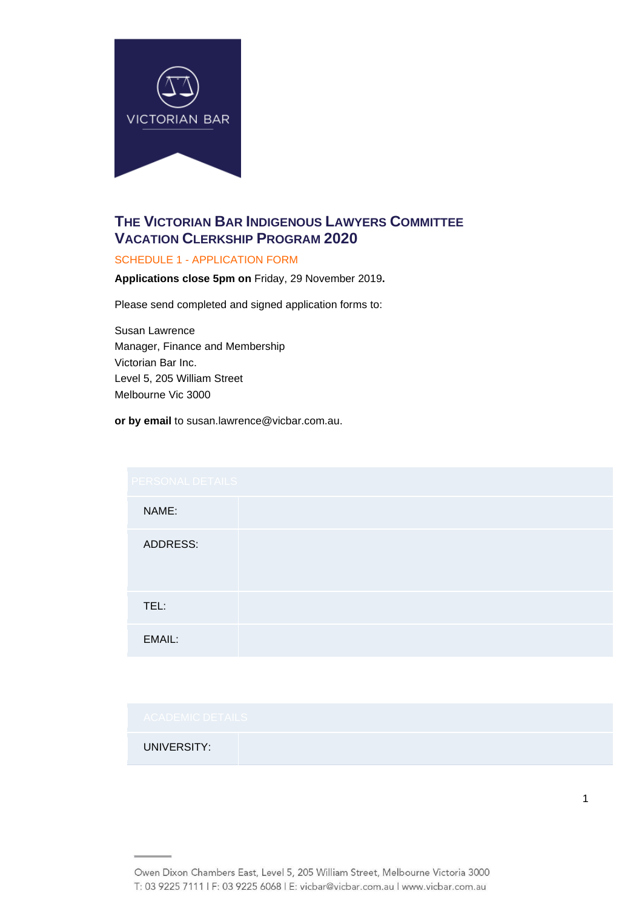## THE VICTORIAN BAR INDIGENOUS LAWYERS COMMITTEE VACATION CLERKSHIP PROGRAM 2020

SCHEDULE 1 - APPLICATION FORM

**Applications close 5pm on** Friday, 29 November 2019**.**

Please send completed and signed application forms to:

Susan Lawrence
Manager, Finance and Membership
Victorian Bar Inc.
Level 5, 205 William Street
Melbourne Vic 3000

**or by email** to susan.lawrence@vicbar.com.au.

| PERSONAL DETAILS | |
|---|---|
| NAME: | |
| ADDRESS: | |
| TEL: | |
| EMAIL: | |

| ACADEMIC DETAILS | |
|---|---|
| UNIVERSITY: | |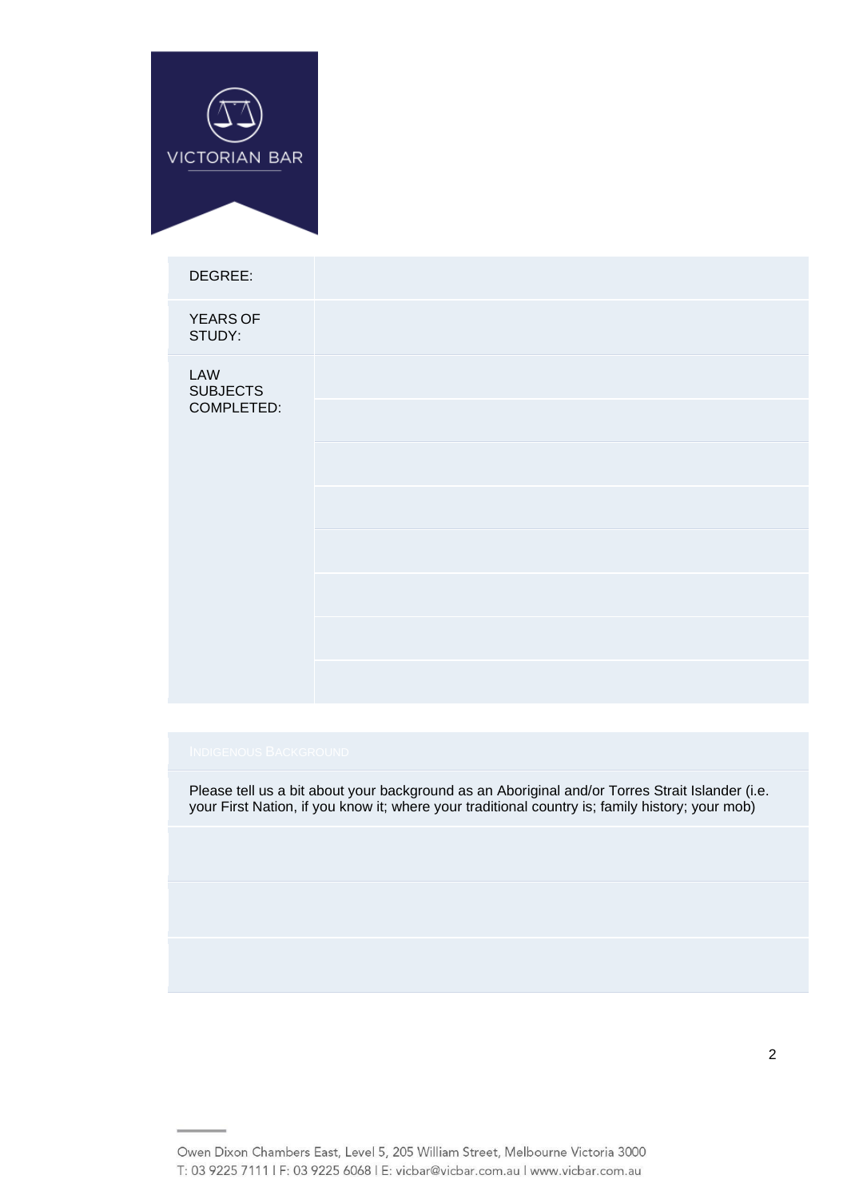VICTORIAN BAR

| | |
|---|---|
| DEGREE: | |
| YEARS OF STUDY: | |
| LAW SUBJECTS COMPLETED: | |
| | |
| | |
| | |
| | |
| | |
| | |
| | |

| INDIGENOUS BACKGROUND |
|---|
| Please tell us a bit about your background as an Aboriginal and/or Torres Strait Islander (i.e. your First Nation, if you know it; where your traditional country is; family history; your mob) |
| |
| |
| |

Owen Dixon Chambers East, Level 5, 205 William Street, Melbourne Victoria 3000
T: 03 9225 7111 I F: 03 9225 6068 I E: vicbar@vicbar.com.au I www.vicbar.com.au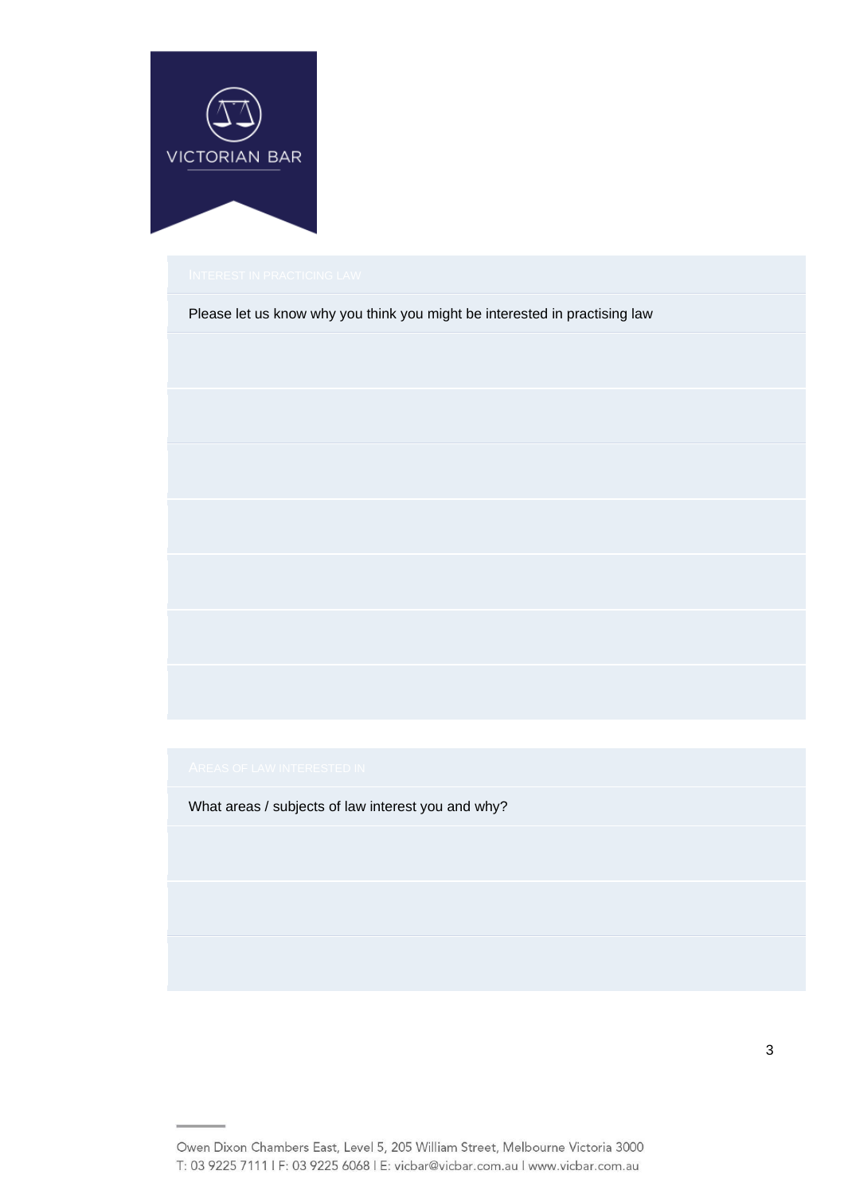## INTEREST IN PRACTICING LAW

Please let us know why you think you might be interested in practising law

## AREAS OF LAW INTERESTED IN

What areas / subjects of law interest you and why?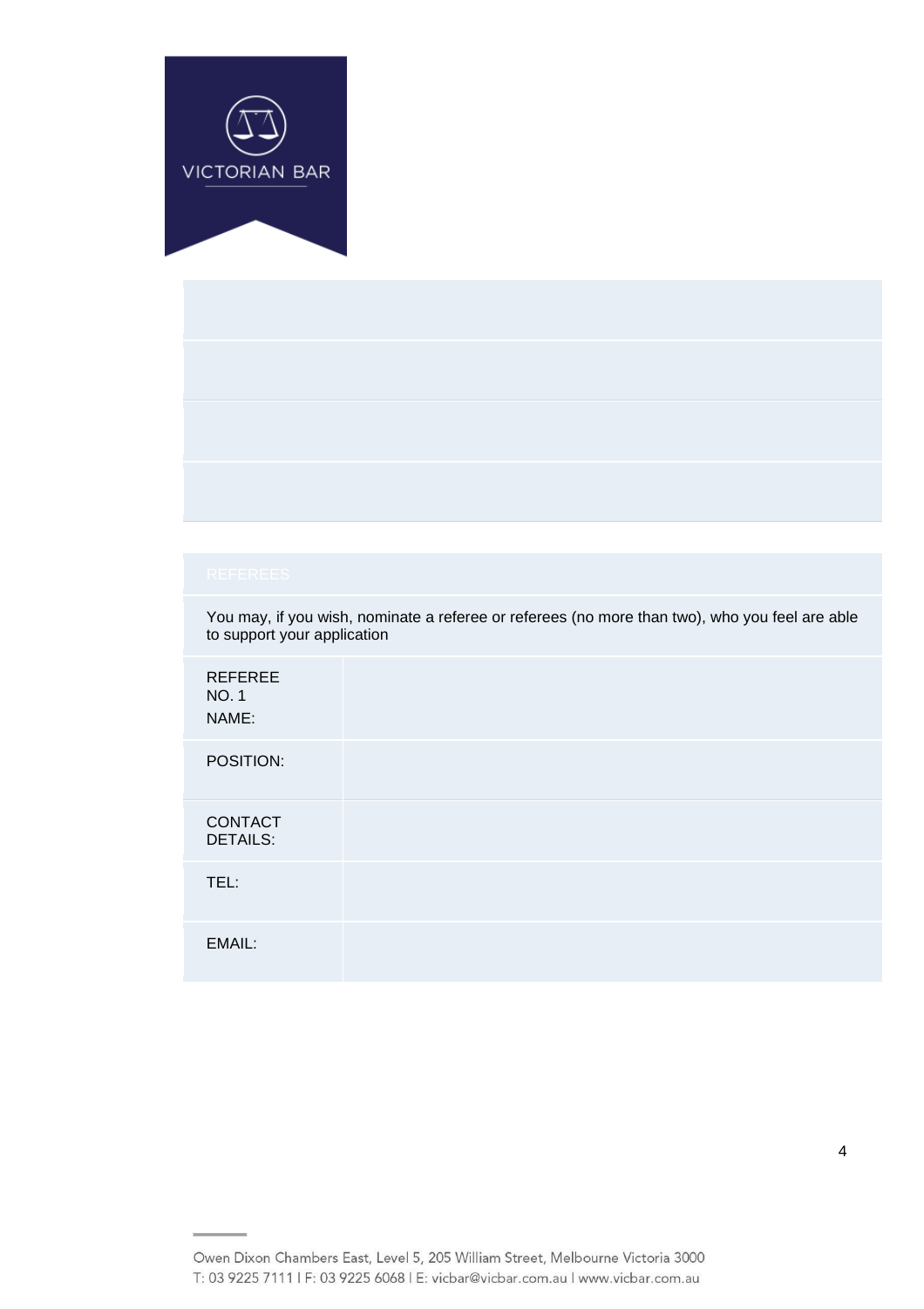VICTORIAN BAR

## REFEREES

You may, if you wish, nominate a referee or referees (no more than two), who you feel are able to support your application

| | |
|---|---|
| REFEREE NO. 1 NAME: | |
| POSITION: | |
| CONTACT DETAILS: | |
| TEL: | |
| EMAIL: | |

Owen Dixon Chambers East, Level 5, 205 William Street, Melbourne Victoria 3000
T: 03 9225 7111 I F: 03 9225 6068 I E: vicbar@vicbar.com.au I www.vicbar.com.au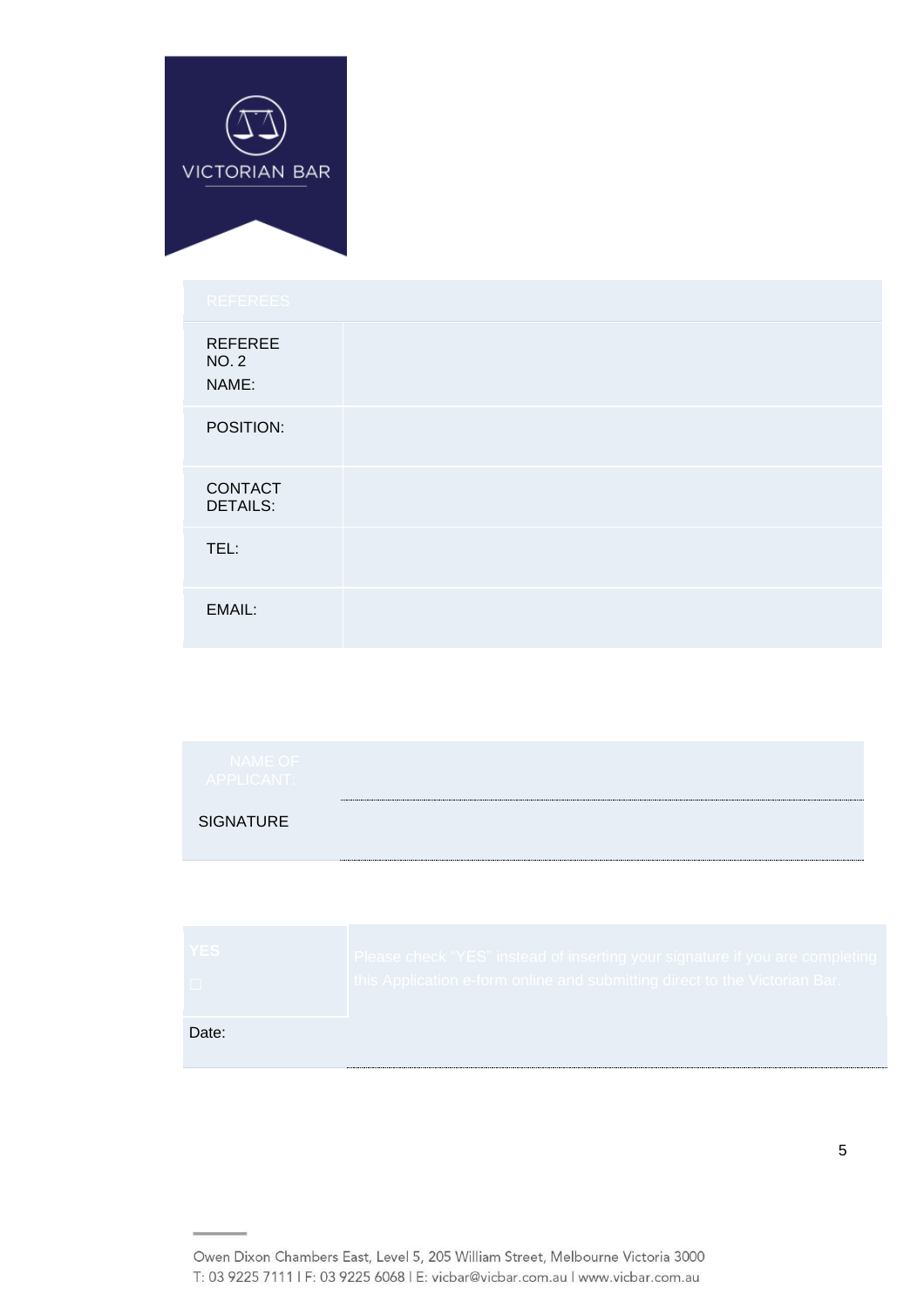VICTORIAN BAR

| REFEREES | |
| --- | --- |
| REFEREE NO. 2<br>NAME: | |
| POSITION: | |
| CONTACT DETAILS: | |
| TEL: | |
| EMAIL: | |

| NAME OF APPLICANT: | |
| --- | --- |
| SIGNATURE | |

| YES<br>☐ | Please check "YES" instead of inserting your signature if you are completing this Application e-form online and submitting direct to the Victorian Bar. |
| --- | --- |
| Date: | |

Owen Dixon Chambers East, Level 5, 205 William Street, Melbourne Victoria 3000
T: 03 9225 7111 I F: 03 9225 6068 I E: vicbar@vicbar.com.au I www.vicbar.com.au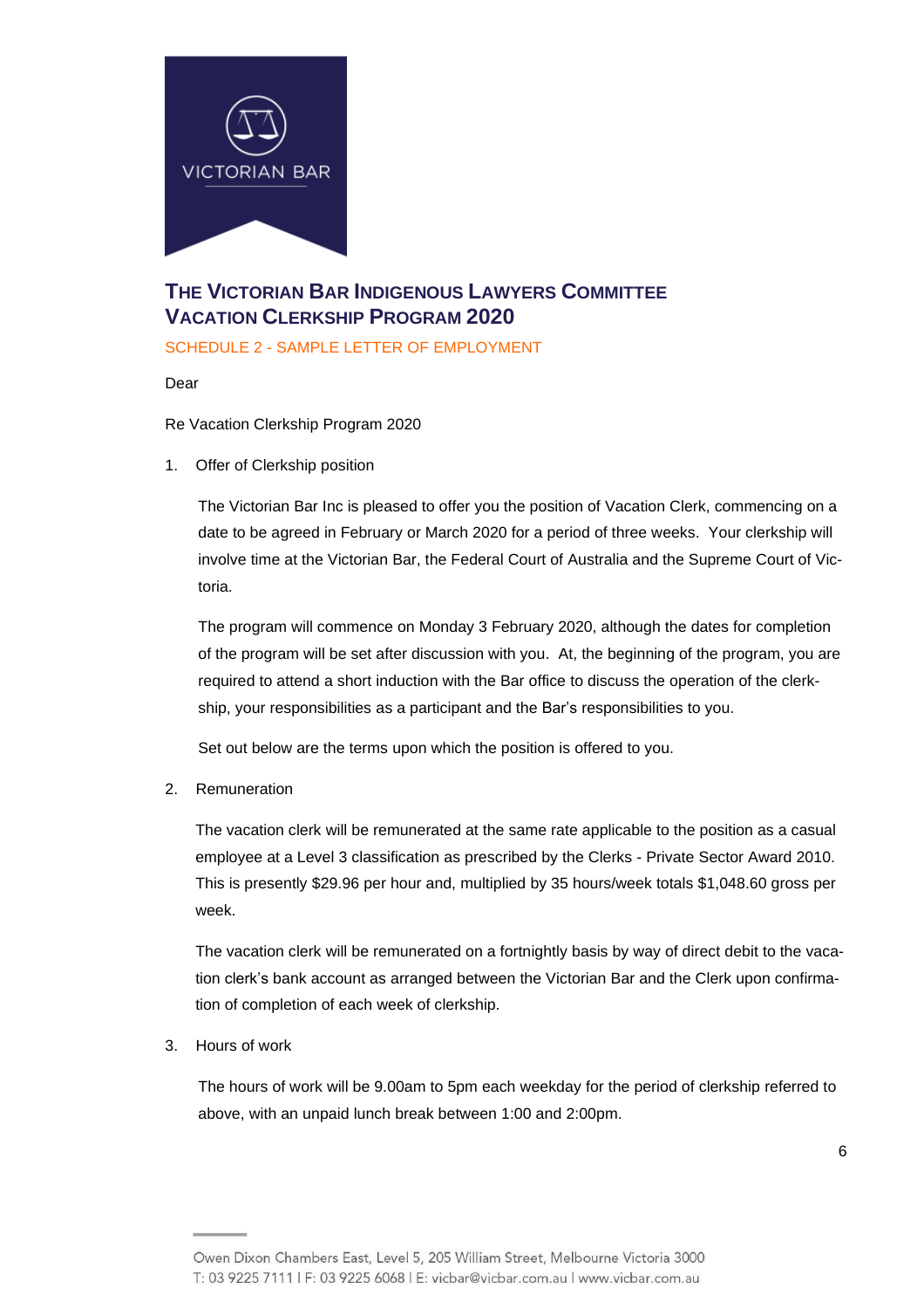## THE VICTORIAN BAR INDIGENOUS LAWYERS COMMITTEE VACATION CLERKSHIP PROGRAM 2020

SCHEDULE 2 - SAMPLE LETTER OF EMPLOYMENT

Dear

Re Vacation Clerkship Program 2020

1. Offer of Clerkship position

   The Victorian Bar Inc is pleased to offer you the position of Vacation Clerk, commencing on a date to be agreed in February or March 2020 for a period of three weeks. Your clerkship will involve time at the Victorian Bar, the Federal Court of Australia and the Supreme Court of Victoria.

   The program will commence on Monday 3 February 2020, although the dates for completion of the program will be set after discussion with you. At, the beginning of the program, you are required to attend a short induction with the Bar office to discuss the operation of the clerkship, your responsibilities as a participant and the Bar's responsibilities to you.

   Set out below are the terms upon which the position is offered to you.

2. Remuneration

   The vacation clerk will be remunerated at the same rate applicable to the position as a casual employee at a Level 3 classification as prescribed by the Clerks - Private Sector Award 2010. This is presently $29.96 per hour and, multiplied by 35 hours/week totals $1,048.60 gross per week.

   The vacation clerk will be remunerated on a fortnightly basis by way of direct debit to the vacation clerk's bank account as arranged between the Victorian Bar and the Clerk upon confirmation of completion of each week of clerkship.

3. Hours of work

   The hours of work will be 9.00am to 5pm each weekday for the period of clerkship referred to above, with an unpaid lunch break between 1:00 and 2:00pm.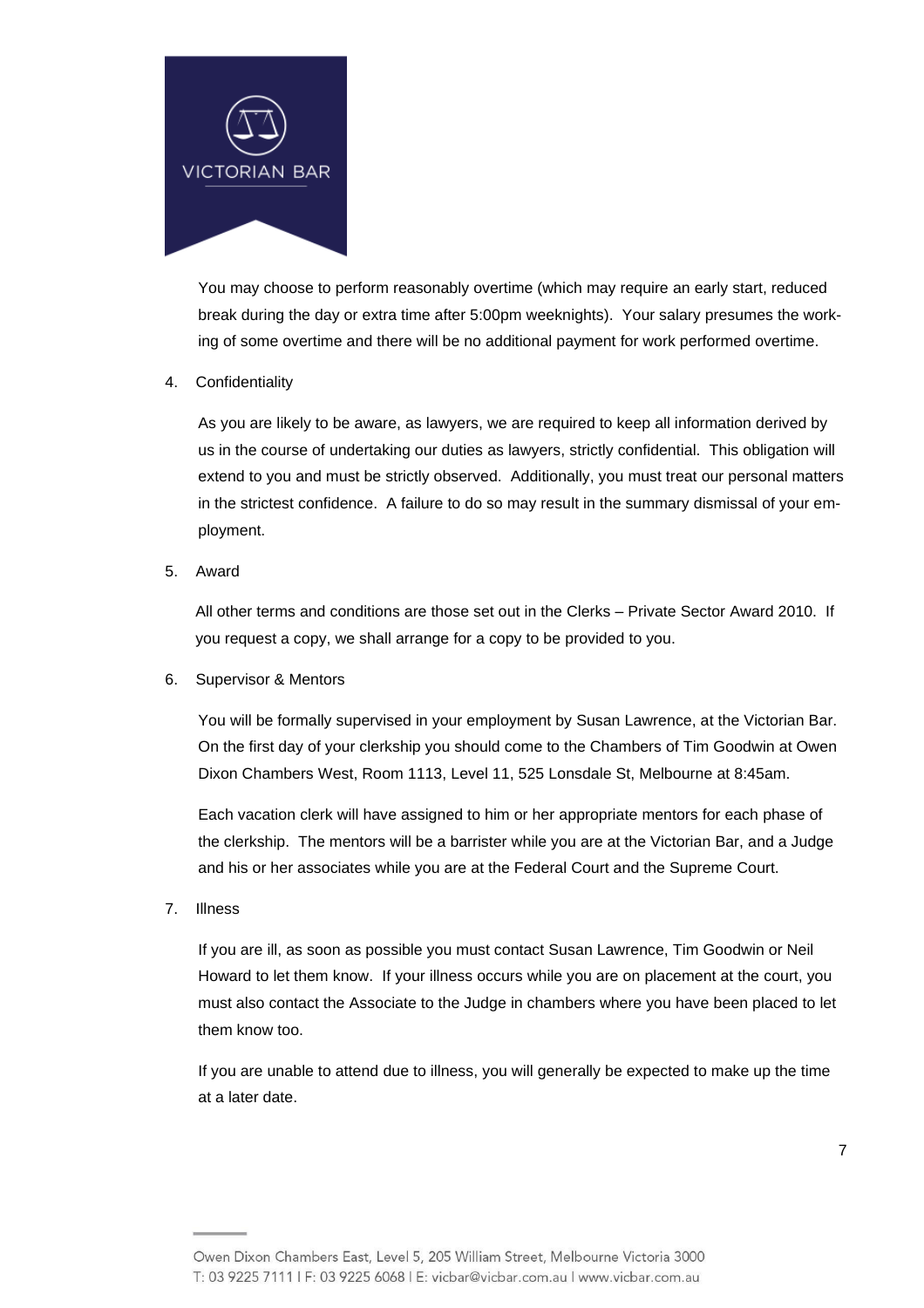You may choose to perform reasonably overtime (which may require an early start, reduced break during the day or extra time after 5:00pm weeknights). Your salary presumes the working of some overtime and there will be no additional payment for work performed overtime.

4. Confidentiality

As you are likely to be aware, as lawyers, we are required to keep all information derived by us in the course of undertaking our duties as lawyers, strictly confidential. This obligation will extend to you and must be strictly observed. Additionally, you must treat our personal matters in the strictest confidence. A failure to do so may result in the summary dismissal of your employment.

5. Award

All other terms and conditions are those set out in the Clerks – Private Sector Award 2010. If you request a copy, we shall arrange for a copy to be provided to you.

6. Supervisor & Mentors

You will be formally supervised in your employment by Susan Lawrence, at the Victorian Bar. On the first day of your clerkship you should come to the Chambers of Tim Goodwin at Owen Dixon Chambers West, Room 1113, Level 11, 525 Lonsdale St, Melbourne at 8:45am.

Each vacation clerk will have assigned to him or her appropriate mentors for each phase of the clerkship. The mentors will be a barrister while you are at the Victorian Bar, and a Judge and his or her associates while you are at the Federal Court and the Supreme Court.

7. Illness

If you are ill, as soon as possible you must contact Susan Lawrence, Tim Goodwin or Neil Howard to let them know. If your illness occurs while you are on placement at the court, you must also contact the Associate to the Judge in chambers where you have been placed to let them know too.

If you are unable to attend due to illness, you will generally be expected to make up the time at a later date.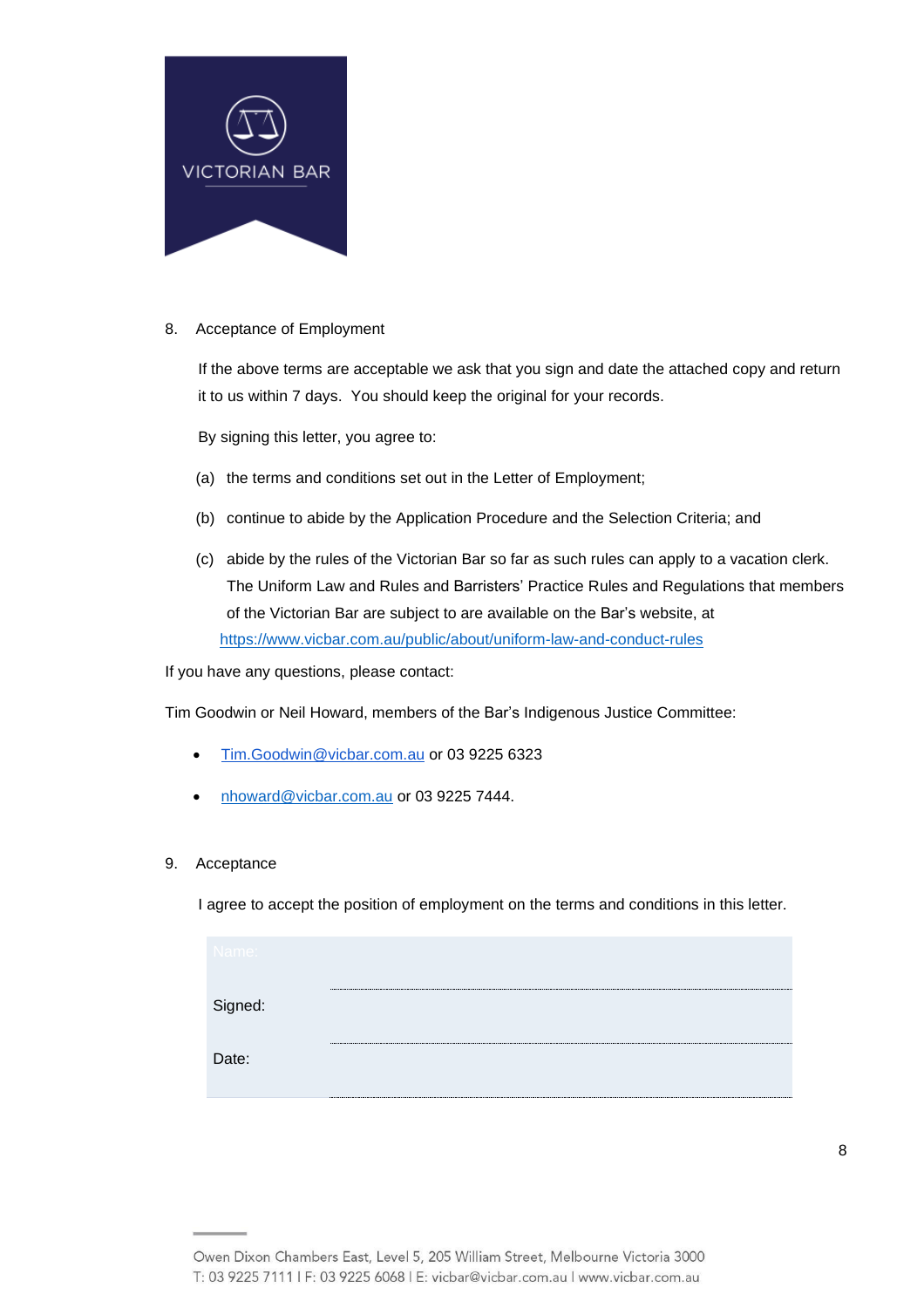8. Acceptance of Employment

If the above terms are acceptable we ask that you sign and date the attached copy and return it to us within 7 days. You should keep the original for your records.

By signing this letter, you agree to:

(a) the terms and conditions set out in the Letter of Employment;

(b) continue to abide by the Application Procedure and the Selection Criteria; and

(c) abide by the rules of the Victorian Bar so far as such rules can apply to a vacation clerk. The Uniform Law and Rules and Barristers' Practice Rules and Regulations that members of the Victorian Bar are subject to are available on the Bar's website, at https://www.vicbar.com.au/public/about/uniform-law-and-conduct-rules

If you have any questions, please contact:

Tim Goodwin or Neil Howard, members of the Bar's Indigenous Justice Committee:

- Tim.Goodwin@vicbar.com.au or 03 9225 6323
- nhoward@vicbar.com.au or 03 9225 7444.

9. Acceptance

I agree to accept the position of employment on the terms and conditions in this letter.

| | |
|---|---|
| Name: | |
| Signed: | |
| Date: | |

Owen Dixon Chambers East, Level 5, 205 William Street, Melbourne Victoria 3000
T: 03 9225 7111 I F: 03 9225 6068 I E: vicbar@vicbar.com.au I www.vicbar.com.au